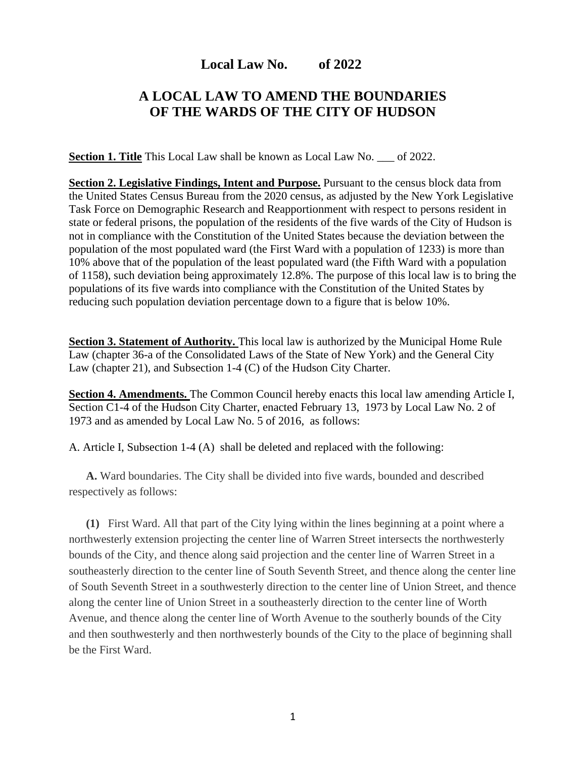# Local Law No. of 2022

## A LOCAL LAW TO AMEND THE BOUNDARIES OF THE WARDS OF THE CITY OF HUDSON

**Section 1. Title** This Local Law shall be known as Local Law No. ___ of 2022.

**Section 2. Legislative Findings, Intent and Purpose.** Pursuant to the census block data from the United States Census Bureau from the 2020 census, as adjusted by the New York Legislative Task Force on Demographic Research and Reapportionment with respect to persons resident in state or federal prisons, the population of the residents of the five wards of the City of Hudson is not in compliance with the Constitution of the United States because the deviation between the population of the most populated ward (the First Ward with a population of 1233) is more than 10% above that of the population of the least populated ward (the Fifth Ward with a population of 1158), such deviation being approximately 12.8%. The purpose of this local law is to bring the populations of its five wards into compliance with the Constitution of the United States by reducing such population deviation percentage down to a figure that is below 10%.

**Section 3. Statement of Authority.** This local law is authorized by the Municipal Home Rule Law (chapter 36-a of the Consolidated Laws of the State of New York) and the General City Law (chapter 21), and Subsection 1-4 (C) of the Hudson City Charter.

**Section 4. Amendments.** The Common Council hereby enacts this local law amending Article I, Section C1-4 of the Hudson City Charter, enacted February 13, 1973 by Local Law No. 2 of 1973 and as amended by Local Law No. 5 of 2016, as follows:

A. Article I, Subsection 1-4 (A) shall be deleted and replaced with the following:

**A.** Ward boundaries. The City shall be divided into five wards, bounded and described respectively as follows:

**(1)** First Ward. All that part of the City lying within the lines beginning at a point where a northwesterly extension projecting the center line of Warren Street intersects the northwesterly bounds of the City, and thence along said projection and the center line of Warren Street in a southeasterly direction to the center line of South Seventh Street, and thence along the center line of South Seventh Street in a southwesterly direction to the center line of Union Street, and thence along the center line of Union Street in a southeasterly direction to the center line of Worth Avenue, and thence along the center line of Worth Avenue to the southerly bounds of the City and then southwesterly and then northwesterly bounds of the City to the place of beginning shall be the First Ward.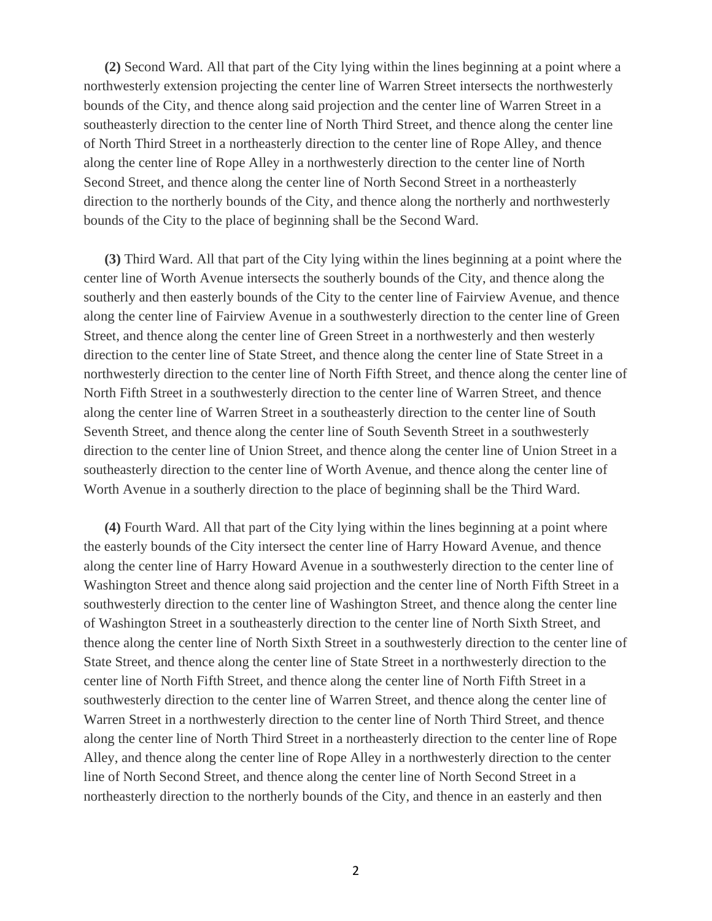**(2)** Second Ward. All that part of the City lying within the lines beginning at a point where a northwesterly extension projecting the center line of Warren Street intersects the northwesterly bounds of the City, and thence along said projection and the center line of Warren Street in a southeasterly direction to the center line of North Third Street, and thence along the center line of North Third Street in a northeasterly direction to the center line of Rope Alley, and thence along the center line of Rope Alley in a northwesterly direction to the center line of North Second Street, and thence along the center line of North Second Street in a northeasterly direction to the northerly bounds of the City, and thence along the northerly and northwesterly bounds of the City to the place of beginning shall be the Second Ward.

**(3)** Third Ward. All that part of the City lying within the lines beginning at a point where the center line of Worth Avenue intersects the southerly bounds of the City, and thence along the southerly and then easterly bounds of the City to the center line of Fairview Avenue, and thence along the center line of Fairview Avenue in a southwesterly direction to the center line of Green Street, and thence along the center line of Green Street in a northwesterly and then westerly direction to the center line of State Street, and thence along the center line of State Street in a northwesterly direction to the center line of North Fifth Street, and thence along the center line of North Fifth Street in a southwesterly direction to the center line of Warren Street, and thence along the center line of Warren Street in a southeasterly direction to the center line of South Seventh Street, and thence along the center line of South Seventh Street in a southwesterly direction to the center line of Union Street, and thence along the center line of Union Street in a southeasterly direction to the center line of Worth Avenue, and thence along the center line of Worth Avenue in a southerly direction to the place of beginning shall be the Third Ward.

**(4)** Fourth Ward. All that part of the City lying within the lines beginning at a point where the easterly bounds of the City intersect the center line of Harry Howard Avenue, and thence along the center line of Harry Howard Avenue in a southwesterly direction to the center line of Washington Street and thence along said projection and the center line of North Fifth Street in a southwesterly direction to the center line of Washington Street, and thence along the center line of Washington Street in a southeasterly direction to the center line of North Sixth Street, and thence along the center line of North Sixth Street in a southwesterly direction to the center line of State Street, and thence along the center line of State Street in a northwesterly direction to the center line of North Fifth Street, and thence along the center line of North Fifth Street in a southwesterly direction to the center line of Warren Street, and thence along the center line of Warren Street in a northwesterly direction to the center line of North Third Street, and thence along the center line of North Third Street in a northeasterly direction to the center line of Rope Alley, and thence along the center line of Rope Alley in a northwesterly direction to the center line of North Second Street, and thence along the center line of North Second Street in a northeasterly direction to the northerly bounds of the City, and thence in an easterly and then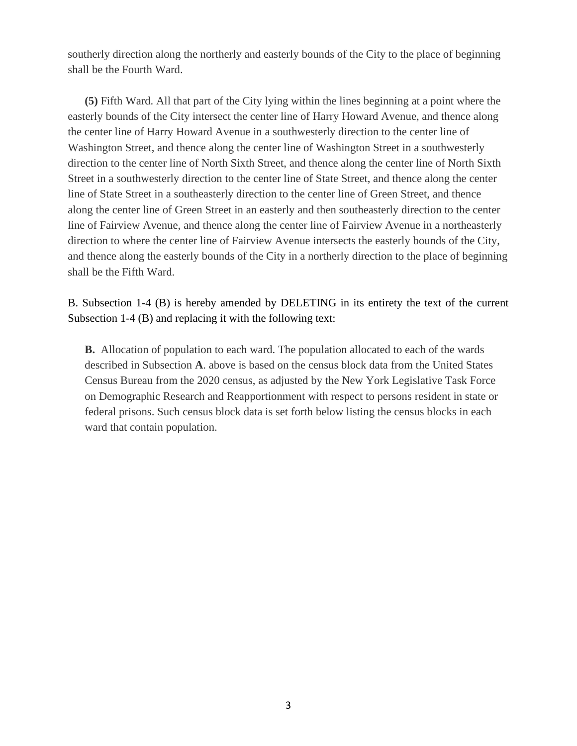southerly direction along the northerly and easterly bounds of the City to the place of beginning shall be the Fourth Ward.

**(5)** Fifth Ward. All that part of the City lying within the lines beginning at a point where the easterly bounds of the City intersect the center line of Harry Howard Avenue, and thence along the center line of Harry Howard Avenue in a southwesterly direction to the center line of Washington Street, and thence along the center line of Washington Street in a southwesterly direction to the center line of North Sixth Street, and thence along the center line of North Sixth Street in a southwesterly direction to the center line of State Street, and thence along the center line of State Street in a southeasterly direction to the center line of Green Street, and thence along the center line of Green Street in an easterly and then southeasterly direction to the center line of Fairview Avenue, and thence along the center line of Fairview Avenue in a northeasterly direction to where the center line of Fairview Avenue intersects the easterly bounds of the City, and thence along the easterly bounds of the City in a northerly direction to the place of beginning shall be the Fifth Ward.

B. Subsection 1-4 (B) is hereby amended by DELETING in its entirety the text of the current Subsection 1-4 (B) and replacing it with the following text:

**B.** Allocation of population to each ward. The population allocated to each of the wards described in Subsection **A**. above is based on the census block data from the United States Census Bureau from the 2020 census, as adjusted by the New York Legislative Task Force on Demographic Research and Reapportionment with respect to persons resident in state or federal prisons. Such census block data is set forth below listing the census blocks in each ward that contain population.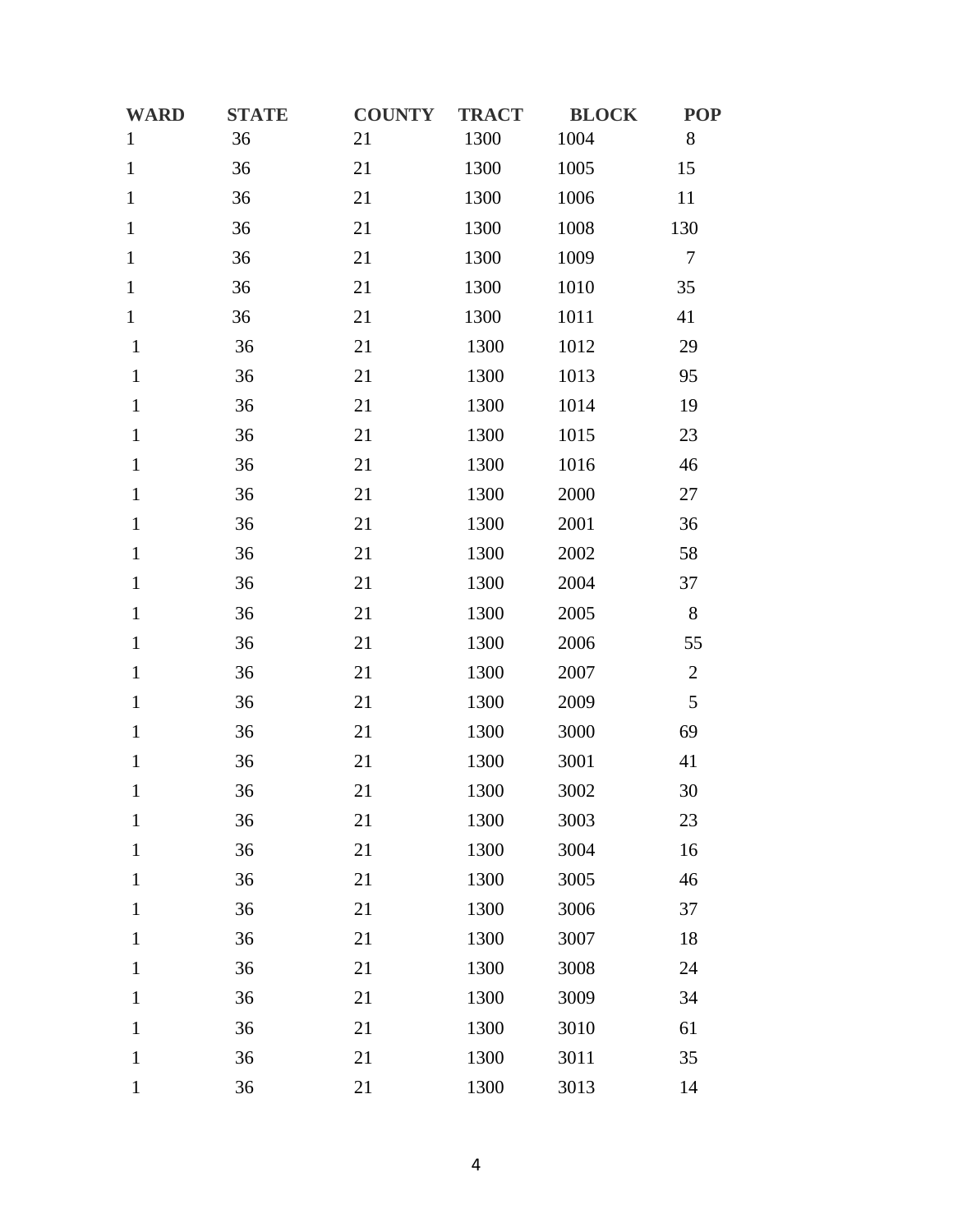| WARD | STATE | COUNTY | TRACT | BLOCK | POP |
|---|---|---|---|---|---|
| 1 | 36 | 21 | 1300 | 1004 | 8 |
| 1 | 36 | 21 | 1300 | 1005 | 15 |
| 1 | 36 | 21 | 1300 | 1006 | 11 |
| 1 | 36 | 21 | 1300 | 1008 | 130 |
| 1 | 36 | 21 | 1300 | 1009 | 7 |
| 1 | 36 | 21 | 1300 | 1010 | 35 |
| 1 | 36 | 21 | 1300 | 1011 | 41 |
| 1 | 36 | 21 | 1300 | 1012 | 29 |
| 1 | 36 | 21 | 1300 | 1013 | 95 |
| 1 | 36 | 21 | 1300 | 1014 | 19 |
| 1 | 36 | 21 | 1300 | 1015 | 23 |
| 1 | 36 | 21 | 1300 | 1016 | 46 |
| 1 | 36 | 21 | 1300 | 2000 | 27 |
| 1 | 36 | 21 | 1300 | 2001 | 36 |
| 1 | 36 | 21 | 1300 | 2002 | 58 |
| 1 | 36 | 21 | 1300 | 2004 | 37 |
| 1 | 36 | 21 | 1300 | 2005 | 8 |
| 1 | 36 | 21 | 1300 | 2006 | 55 |
| 1 | 36 | 21 | 1300 | 2007 | 2 |
| 1 | 36 | 21 | 1300 | 2009 | 5 |
| 1 | 36 | 21 | 1300 | 3000 | 69 |
| 1 | 36 | 21 | 1300 | 3001 | 41 |
| 1 | 36 | 21 | 1300 | 3002 | 30 |
| 1 | 36 | 21 | 1300 | 3003 | 23 |
| 1 | 36 | 21 | 1300 | 3004 | 16 |
| 1 | 36 | 21 | 1300 | 3005 | 46 |
| 1 | 36 | 21 | 1300 | 3006 | 37 |
| 1 | 36 | 21 | 1300 | 3007 | 18 |
| 1 | 36 | 21 | 1300 | 3008 | 24 |
| 1 | 36 | 21 | 1300 | 3009 | 34 |
| 1 | 36 | 21 | 1300 | 3010 | 61 |
| 1 | 36 | 21 | 1300 | 3011 | 35 |
| 1 | 36 | 21 | 1300 | 3013 | 14 |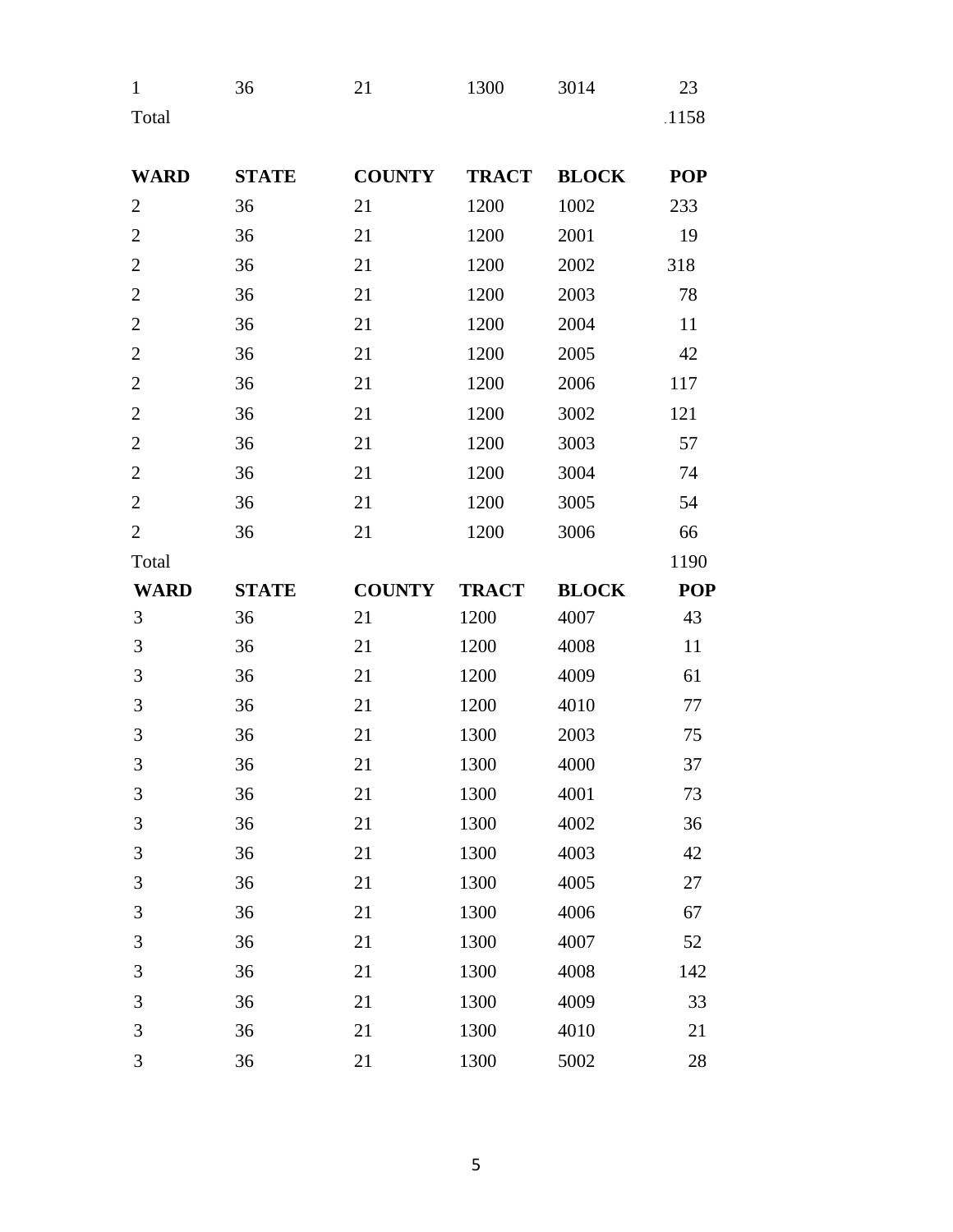| | | | | | |
|---|---|---|---|---|---|
| 1 | 36 | 21 | 1300 | 3014 | 23 |
| Total | | | | | .1158 |

| WARD | STATE | COUNTY | TRACT | BLOCK | POP |
|---|---|---|---|---|---|
| 2 | 36 | 21 | 1200 | 1002 | 233 |
| 2 | 36 | 21 | 1200 | 2001 | 19 |
| 2 | 36 | 21 | 1200 | 2002 | 318 |
| 2 | 36 | 21 | 1200 | 2003 | 78 |
| 2 | 36 | 21 | 1200 | 2004 | 11 |
| 2 | 36 | 21 | 1200 | 2005 | 42 |
| 2 | 36 | 21 | 1200 | 2006 | 117 |
| 2 | 36 | 21 | 1200 | 3002 | 121 |
| 2 | 36 | 21 | 1200 | 3003 | 57 |
| 2 | 36 | 21 | 1200 | 3004 | 74 |
| 2 | 36 | 21 | 1200 | 3005 | 54 |
| 2 | 36 | 21 | 1200 | 3006 | 66 |
| Total | | | | | 1190 |

| WARD | STATE | COUNTY | TRACT | BLOCK | POP |
|---|---|---|---|---|---|
| 3 | 36 | 21 | 1200 | 4007 | 43 |
| 3 | 36 | 21 | 1200 | 4008 | 11 |
| 3 | 36 | 21 | 1200 | 4009 | 61 |
| 3 | 36 | 21 | 1200 | 4010 | 77 |
| 3 | 36 | 21 | 1300 | 2003 | 75 |
| 3 | 36 | 21 | 1300 | 4000 | 37 |
| 3 | 36 | 21 | 1300 | 4001 | 73 |
| 3 | 36 | 21 | 1300 | 4002 | 36 |
| 3 | 36 | 21 | 1300 | 4003 | 42 |
| 3 | 36 | 21 | 1300 | 4005 | 27 |
| 3 | 36 | 21 | 1300 | 4006 | 67 |
| 3 | 36 | 21 | 1300 | 4007 | 52 |
| 3 | 36 | 21 | 1300 | 4008 | 142 |
| 3 | 36 | 21 | 1300 | 4009 | 33 |
| 3 | 36 | 21 | 1300 | 4010 | 21 |
| 3 | 36 | 21 | 1300 | 5002 | 28 |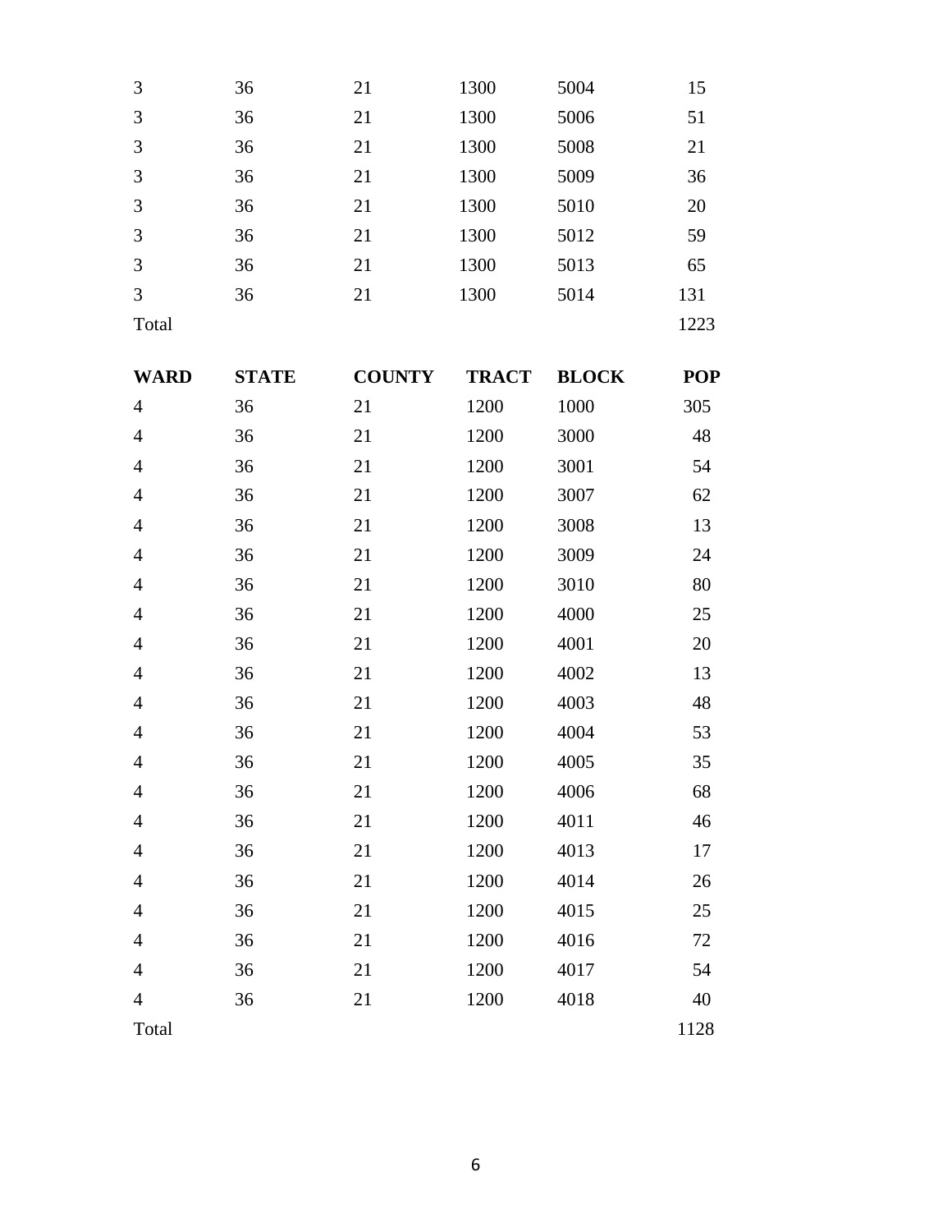| | | | | | |
|---|---|---|---|---|---|
| 3 | 36 | 21 | 1300 | 5004 | 15 |
| 3 | 36 | 21 | 1300 | 5006 | 51 |
| 3 | 36 | 21 | 1300 | 5008 | 21 |
| 3 | 36 | 21 | 1300 | 5009 | 36 |
| 3 | 36 | 21 | 1300 | 5010 | 20 |
| 3 | 36 | 21 | 1300 | 5012 | 59 |
| 3 | 36 | 21 | 1300 | 5013 | 65 |
| 3 | 36 | 21 | 1300 | 5014 | 131 |
| Total | | | | | 1223 |

| **WARD** | **STATE** | **COUNTY** | **TRACT** | **BLOCK** | **POP** |
|---|---|---|---|---|---|
| 4 | 36 | 21 | 1200 | 1000 | 305 |
| 4 | 36 | 21 | 1200 | 3000 | 48 |
| 4 | 36 | 21 | 1200 | 3001 | 54 |
| 4 | 36 | 21 | 1200 | 3007 | 62 |
| 4 | 36 | 21 | 1200 | 3008 | 13 |
| 4 | 36 | 21 | 1200 | 3009 | 24 |
| 4 | 36 | 21 | 1200 | 3010 | 80 |
| 4 | 36 | 21 | 1200 | 4000 | 25 |
| 4 | 36 | 21 | 1200 | 4001 | 20 |
| 4 | 36 | 21 | 1200 | 4002 | 13 |
| 4 | 36 | 21 | 1200 | 4003 | 48 |
| 4 | 36 | 21 | 1200 | 4004 | 53 |
| 4 | 36 | 21 | 1200 | 4005 | 35 |
| 4 | 36 | 21 | 1200 | 4006 | 68 |
| 4 | 36 | 21 | 1200 | 4011 | 46 |
| 4 | 36 | 21 | 1200 | 4013 | 17 |
| 4 | 36 | 21 | 1200 | 4014 | 26 |
| 4 | 36 | 21 | 1200 | 4015 | 25 |
| 4 | 36 | 21 | 1200 | 4016 | 72 |
| 4 | 36 | 21 | 1200 | 4017 | 54 |
| 4 | 36 | 21 | 1200 | 4018 | 40 |
| Total | | | | | 1128 |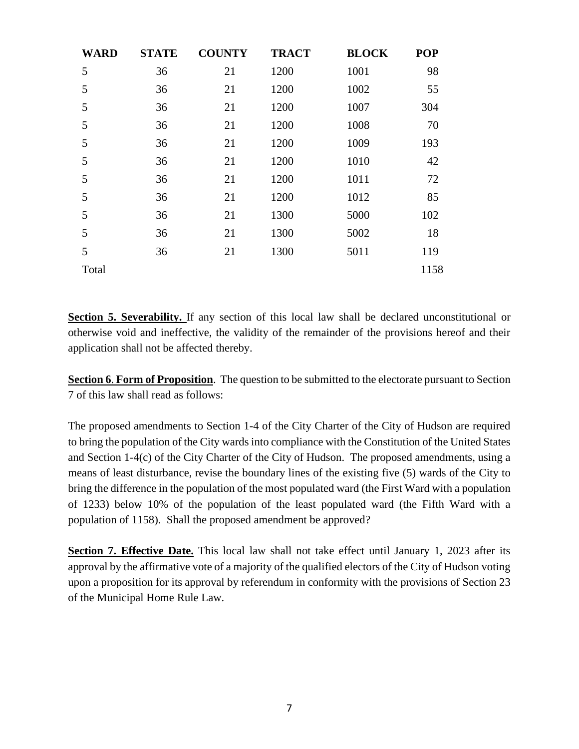| WARD | STATE | COUNTY | TRACT | BLOCK | POP |
|---|---|---|---|---|---|
| 5 | 36 | 21 | 1200 | 1001 | 98 |
| 5 | 36 | 21 | 1200 | 1002 | 55 |
| 5 | 36 | 21 | 1200 | 1007 | 304 |
| 5 | 36 | 21 | 1200 | 1008 | 70 |
| 5 | 36 | 21 | 1200 | 1009 | 193 |
| 5 | 36 | 21 | 1200 | 1010 | 42 |
| 5 | 36 | 21 | 1200 | 1011 | 72 |
| 5 | 36 | 21 | 1200 | 1012 | 85 |
| 5 | 36 | 21 | 1300 | 5000 | 102 |
| 5 | 36 | 21 | 1300 | 5002 | 18 |
| 5 | 36 | 21 | 1300 | 5011 | 119 |
| Total | | | | | 1158 |

**Section 5. Severability.** If any section of this local law shall be declared unconstitutional or otherwise void and ineffective, the validity of the remainder of the provisions hereof and their application shall not be affected thereby.

**Section 6. Form of Proposition.** The question to be submitted to the electorate pursuant to Section 7 of this law shall read as follows:

The proposed amendments to Section 1-4 of the City Charter of the City of Hudson are required to bring the population of the City wards into compliance with the Constitution of the United States and Section 1-4(c) of the City Charter of the City of Hudson. The proposed amendments, using a means of least disturbance, revise the boundary lines of the existing five (5) wards of the City to bring the difference in the population of the most populated ward (the First Ward with a population of 1233) below 10% of the population of the least populated ward (the Fifth Ward with a population of 1158). Shall the proposed amendment be approved?

**Section 7. Effective Date.** This local law shall not take effect until January 1, 2023 after its approval by the affirmative vote of a majority of the qualified electors of the City of Hudson voting upon a proposition for its approval by referendum in conformity with the provisions of Section 23 of the Municipal Home Rule Law.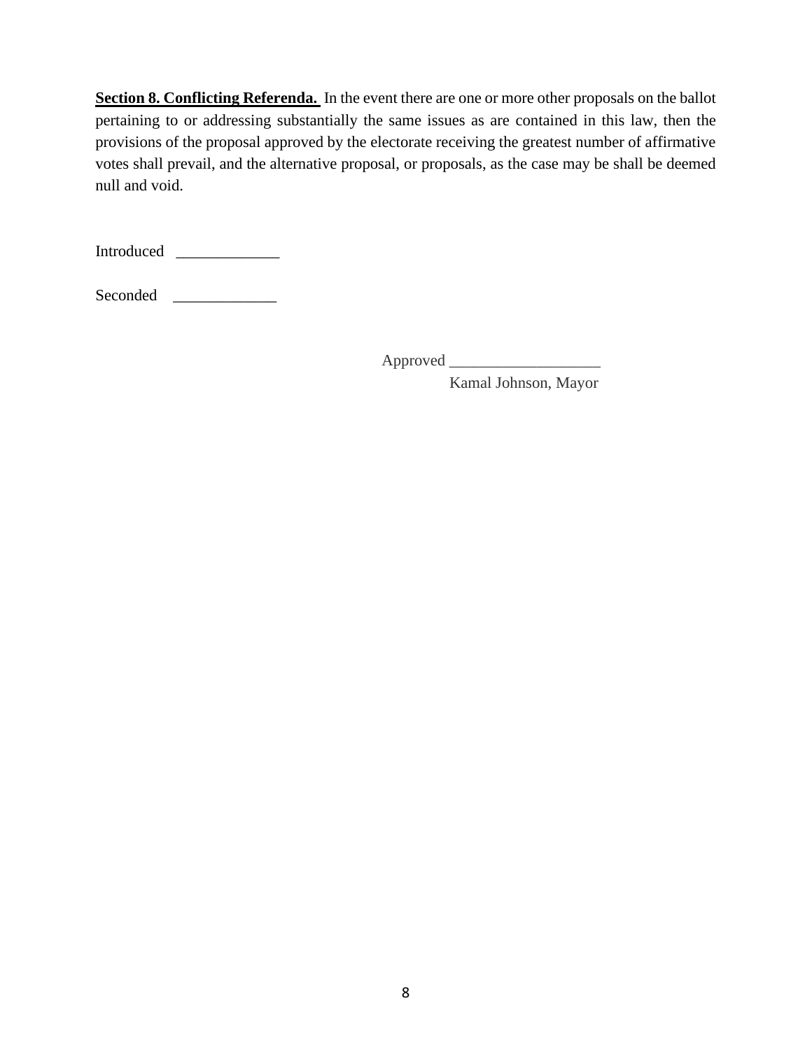**Section 8. Conflicting Referenda.** In the event there are one or more other proposals on the ballot pertaining to or addressing substantially the same issues as are contained in this law, then the provisions of the proposal approved by the electorate receiving the greatest number of affirmative votes shall prevail, and the alternative proposal, or proposals, as the case may be shall be deemed null and void.

Introduced _____________

Seconded _____________

Approved ___________________

Kamal Johnson, Mayor